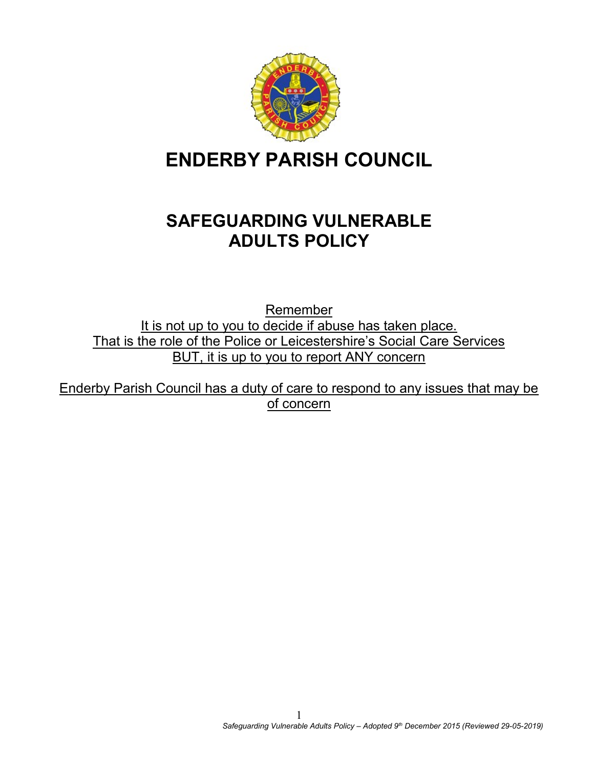# ENDERBY PARISH COUNCIL

## SAFEGUARDING VULNERABLE ADULTS POLICY

Remember
It is not up to you to decide if abuse has taken place.
That is the role of the Police or Leicestershire's Social Care Services
BUT, it is up to you to report ANY concern

Enderby Parish Council has a duty of care to respond to any issues that may be of concern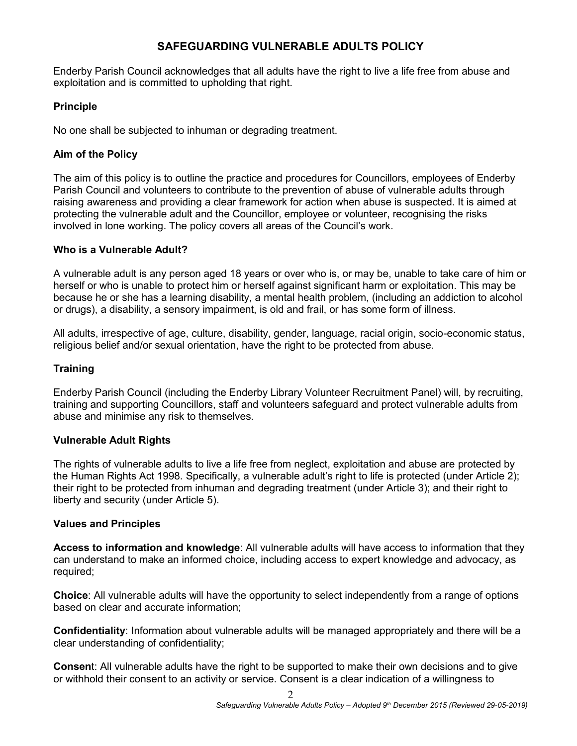# SAFEGUARDING VULNERABLE ADULTS POLICY

Enderby Parish Council acknowledges that all adults have the right to live a life free from abuse and exploitation and is committed to upholding that right.

### Principle

No one shall be subjected to inhuman or degrading treatment.

### Aim of the Policy

The aim of this policy is to outline the practice and procedures for Councillors, employees of Enderby Parish Council and volunteers to contribute to the prevention of abuse of vulnerable adults through raising awareness and providing a clear framework for action when abuse is suspected. It is aimed at protecting the vulnerable adult and the Councillor, employee or volunteer, recognising the risks involved in lone working. The policy covers all areas of the Council's work.

### Who is a Vulnerable Adult?

A vulnerable adult is any person aged 18 years or over who is, or may be, unable to take care of him or herself or who is unable to protect him or herself against significant harm or exploitation. This may be because he or she has a learning disability, a mental health problem, (including an addiction to alcohol or drugs), a disability, a sensory impairment, is old and frail, or has some form of illness.

All adults, irrespective of age, culture, disability, gender, language, racial origin, socio-economic status, religious belief and/or sexual orientation, have the right to be protected from abuse.

### Training

Enderby Parish Council (including the Enderby Library Volunteer Recruitment Panel) will, by recruiting, training and supporting Councillors, staff and volunteers safeguard and protect vulnerable adults from abuse and minimise any risk to themselves.

### Vulnerable Adult Rights

The rights of vulnerable adults to live a life free from neglect, exploitation and abuse are protected by the Human Rights Act 1998. Specifically, a vulnerable adult's right to life is protected (under Article 2); their right to be protected from inhuman and degrading treatment (under Article 3); and their right to liberty and security (under Article 5).

### Values and Principles

**Access to information and knowledge**: All vulnerable adults will have access to information that they can understand to make an informed choice, including access to expert knowledge and advocacy, as required;

**Choice**: All vulnerable adults will have the opportunity to select independently from a range of options based on clear and accurate information;

**Confidentiality**: Information about vulnerable adults will be managed appropriately and there will be a clear understanding of confidentiality;

**Consent**: All vulnerable adults have the right to be supported to make their own decisions and to give or withhold their consent to an activity or service. Consent is a clear indication of a willingness to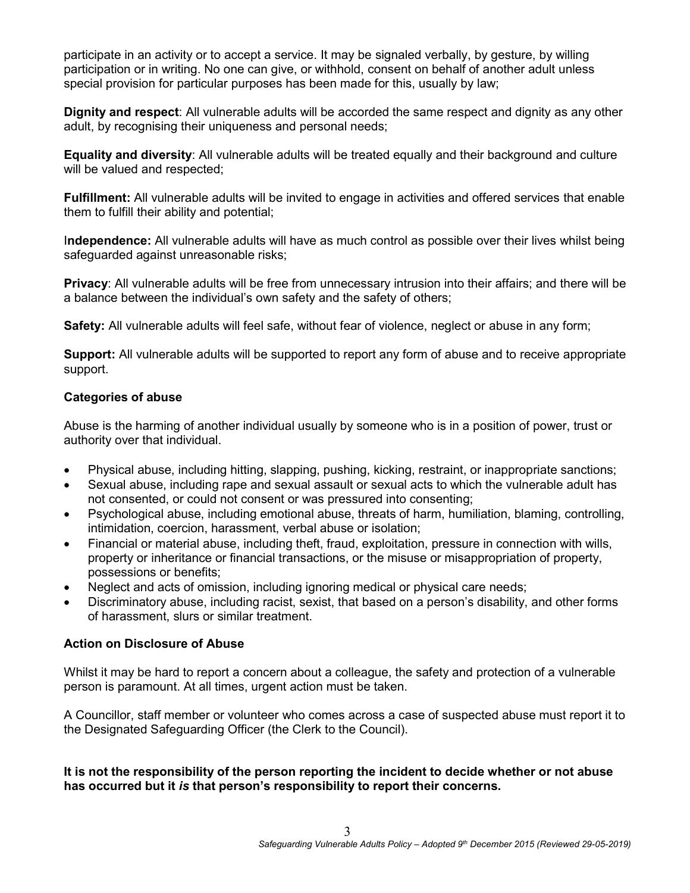participate in an activity or to accept a service. It may be signaled verbally, by gesture, by willing participation or in writing. No one can give, or withhold, consent on behalf of another adult unless special provision for particular purposes has been made for this, usually by law;

**Dignity and respect**: All vulnerable adults will be accorded the same respect and dignity as any other adult, by recognising their uniqueness and personal needs;

**Equality and diversity**: All vulnerable adults will be treated equally and their background and culture will be valued and respected;

**Fulfillment:** All vulnerable adults will be invited to engage in activities and offered services that enable them to fulfill their ability and potential;

I**ndependence:** All vulnerable adults will have as much control as possible over their lives whilst being safeguarded against unreasonable risks;

**Privacy**: All vulnerable adults will be free from unnecessary intrusion into their affairs; and there will be a balance between the individual's own safety and the safety of others;

**Safety:** All vulnerable adults will feel safe, without fear of violence, neglect or abuse in any form;

**Support:** All vulnerable adults will be supported to report any form of abuse and to receive appropriate support.

### Categories of abuse

Abuse is the harming of another individual usually by someone who is in a position of power, trust or authority over that individual.

- Physical abuse, including hitting, slapping, pushing, kicking, restraint, or inappropriate sanctions;
- Sexual abuse, including rape and sexual assault or sexual acts to which the vulnerable adult has not consented, or could not consent or was pressured into consenting;
- Psychological abuse, including emotional abuse, threats of harm, humiliation, blaming, controlling, intimidation, coercion, harassment, verbal abuse or isolation;
- Financial or material abuse, including theft, fraud, exploitation, pressure in connection with wills, property or inheritance or financial transactions, or the misuse or misappropriation of property, possessions or benefits;
- Neglect and acts of omission, including ignoring medical or physical care needs;
- Discriminatory abuse, including racist, sexist, that based on a person's disability, and other forms of harassment, slurs or similar treatment.

### Action on Disclosure of Abuse

Whilst it may be hard to report a concern about a colleague, the safety and protection of a vulnerable person is paramount. At all times, urgent action must be taken.

A Councillor, staff member or volunteer who comes across a case of suspected abuse must report it to the Designated Safeguarding Officer (the Clerk to the Council).

**It is not the responsibility of the person reporting the incident to decide whether or not abuse has occurred but it *is* that person's responsibility to report their concerns.**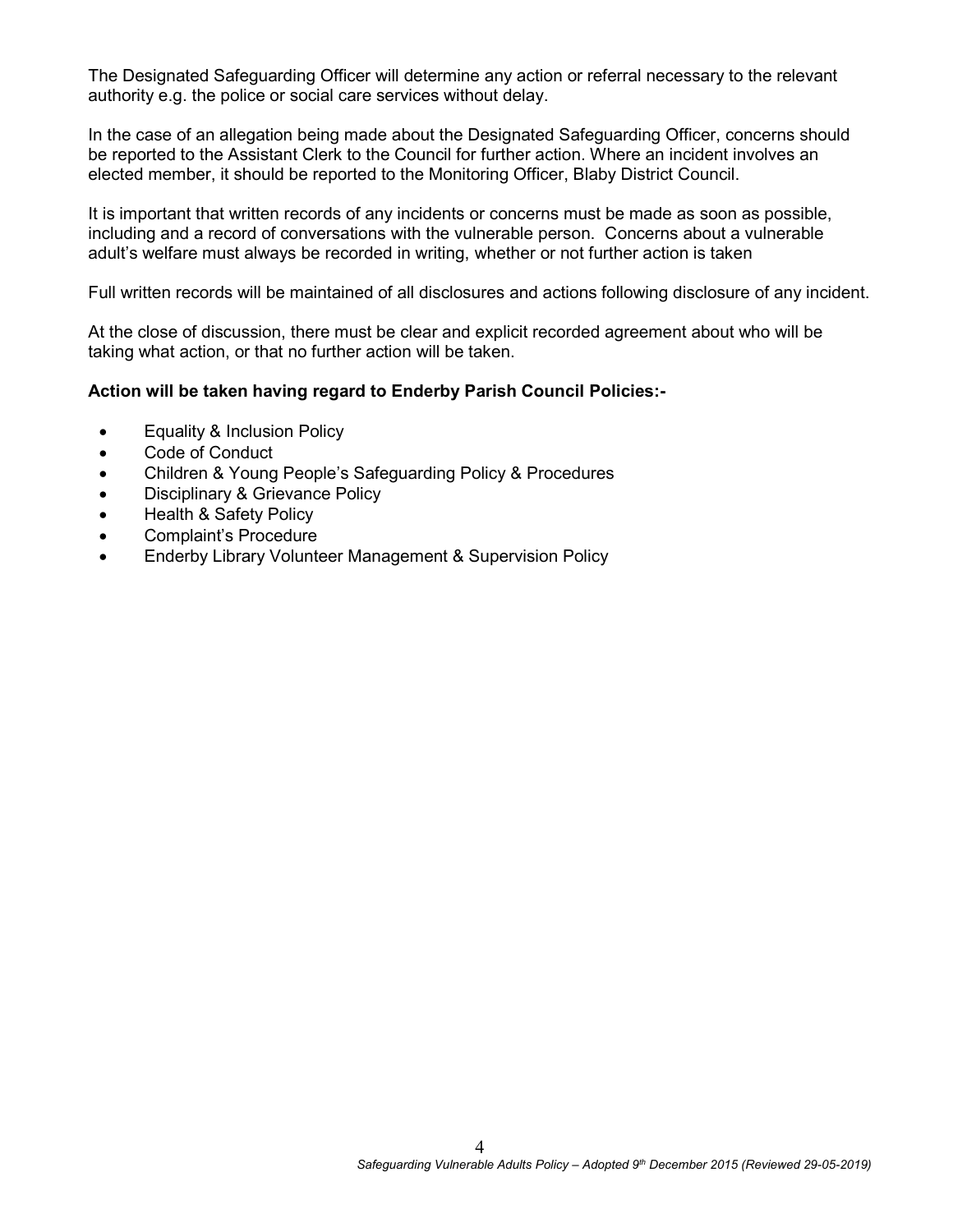The Designated Safeguarding Officer will determine any action or referral necessary to the relevant authority e.g. the police or social care services without delay.

In the case of an allegation being made about the Designated Safeguarding Officer, concerns should be reported to the Assistant Clerk to the Council for further action. Where an incident involves an elected member, it should be reported to the Monitoring Officer, Blaby District Council.

It is important that written records of any incidents or concerns must be made as soon as possible, including and a record of conversations with the vulnerable person. Concerns about a vulnerable adult's welfare must always be recorded in writing, whether or not further action is taken

Full written records will be maintained of all disclosures and actions following disclosure of any incident.

At the close of discussion, there must be clear and explicit recorded agreement about who will be taking what action, or that no further action will be taken.

**Action will be taken having regard to Enderby Parish Council Policies:-**

- Equality & Inclusion Policy
- Code of Conduct
- Children & Young People's Safeguarding Policy & Procedures
- Disciplinary & Grievance Policy
- Health & Safety Policy
- Complaint's Procedure
- Enderby Library Volunteer Management & Supervision Policy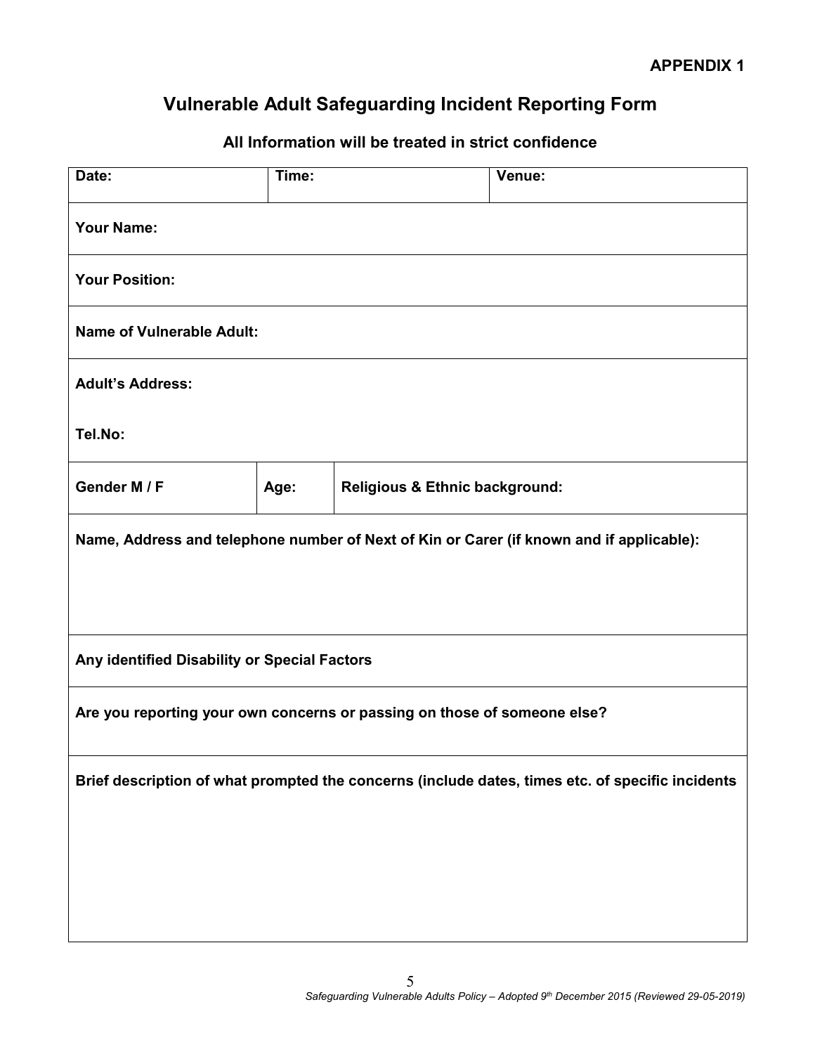**APPENDIX 1**

# Vulnerable Adult Safeguarding Incident Reporting Form

## All Information will be treated in strict confidence

| **Date:** | **Time:** | | **Venue:** |
|---|---|---|---|
| **Your Name:** | | | |
| **Your Position:** | | | |
| **Name of Vulnerable Adult:** | | | |
| **Adult's Address:**<br><br>**Tel.No:** | | | |
| **Gender M / F** | **Age:** | **Religious & Ethnic background:** | |
| **Name, Address and telephone number of Next of Kin or Carer (if known and if applicable):** | | | |
| **Any identified Disability or Special Factors** | | | |
| **Are you reporting your own concerns or passing on those of someone else?** | | | |
| **Brief description of what prompted the concerns (include dates, times etc. of specific incidents** | | | |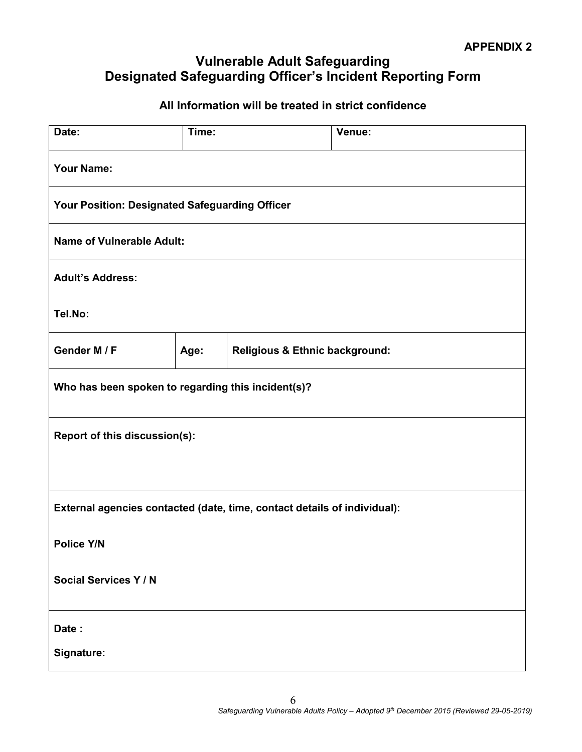**APPENDIX 2**

# Vulnerable Adult Safeguarding
# Designated Safeguarding Officer's Incident Reporting Form

**All Information will be treated in strict confidence**

| | | |
|---|---|---|
| **Date:** | **Time:** | **Venue:** |
| **Your Name:** | | |
| **Your Position: Designated Safeguarding Officer** | | |
| **Name of Vulnerable Adult:** | | |
| **Adult's Address:**<br><br>**Tel.No:** | | |
| **Gender M / F** | **Age:** | **Religious & Ethnic background:** |
| **Who has been spoken to regarding this incident(s)?** | | |
| **Report of this discussion(s):** | | |
| **External agencies contacted (date, time, contact details of individual):**<br><br>**Police Y/N**<br><br>**Social Services Y / N** | | |
| **Date :**<br><br>**Signature:** | | |

*Safeguarding Vulnerable Adults Policy – Adopted 9th December 2015 (Reviewed 29-05-2019)*